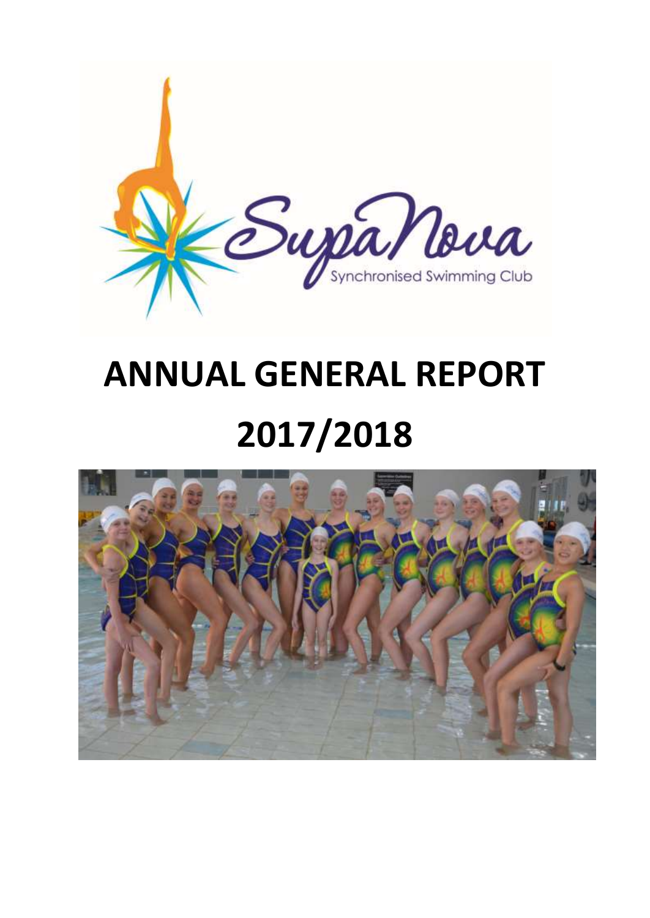# ANNUAL GENERAL REPORT

# 2017/2018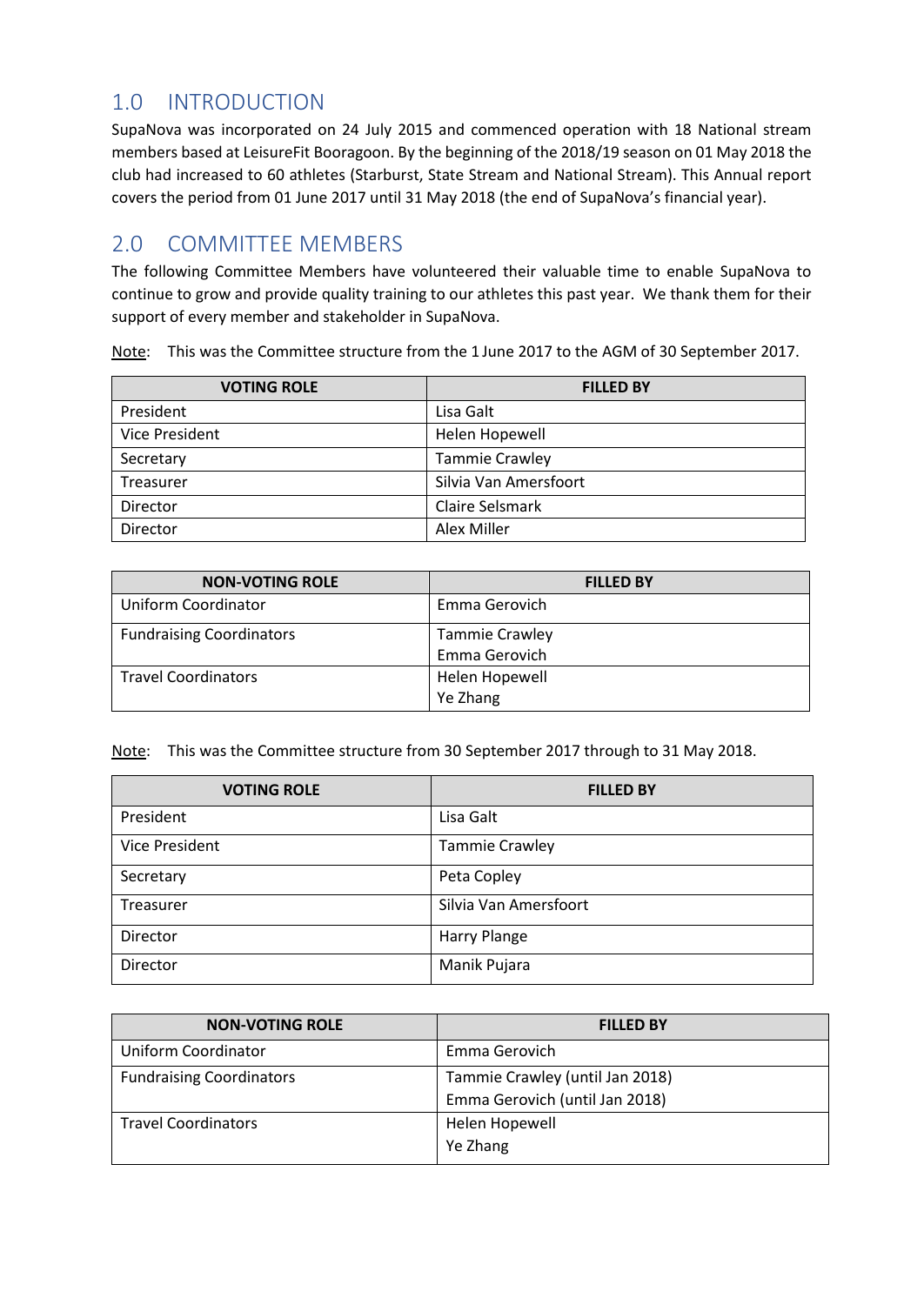## 1.0 INTRODUCTION

SupaNova was incorporated on 24 July 2015 and commenced operation with 18 National stream members based at LeisureFit Booragoon. By the beginning of the 2018/19 season on 01 May 2018 the club had increased to 60 athletes (Starburst, State Stream and National Stream). This Annual report covers the period from 01 June 2017 until 31 May 2018 (the end of SupaNova's financial year).

## 2.0 COMMITTEE MEMBERS

The following Committee Members have volunteered their valuable time to enable SupaNova to continue to grow and provide quality training to our athletes this past year. We thank them for their support of every member and stakeholder in SupaNova.

Note: This was the Committee structure from the 1 June 2017 to the AGM of 30 September 2017.

| VOTING ROLE | FILLED BY |
|---|---|
| President | Lisa Galt |
| Vice President | Helen Hopewell |
| Secretary | Tammie Crawley |
| Treasurer | Silvia Van Amersfoort |
| Director | Claire Selsmark |
| Director | Alex Miller |

| NON-VOTING ROLE | FILLED BY |
|---|---|
| Uniform Coordinator | Emma Gerovich |
| Fundraising Coordinators | Tammie Crawley<br>Emma Gerovich |
| Travel Coordinators | Helen Hopewell<br>Ye Zhang |

Note: This was the Committee structure from 30 September 2017 through to 31 May 2018.

| VOTING ROLE | FILLED BY |
|---|---|
| President | Lisa Galt |
| Vice President | Tammie Crawley |
| Secretary | Peta Copley |
| Treasurer | Silvia Van Amersfoort |
| Director | Harry Plange |
| Director | Manik Pujara |

| NON-VOTING ROLE | FILLED BY |
|---|---|
| Uniform Coordinator | Emma Gerovich |
| Fundraising Coordinators | Tammie Crawley (until Jan 2018)<br>Emma Gerovich (until Jan 2018) |
| Travel Coordinators | Helen Hopewell<br>Ye Zhang |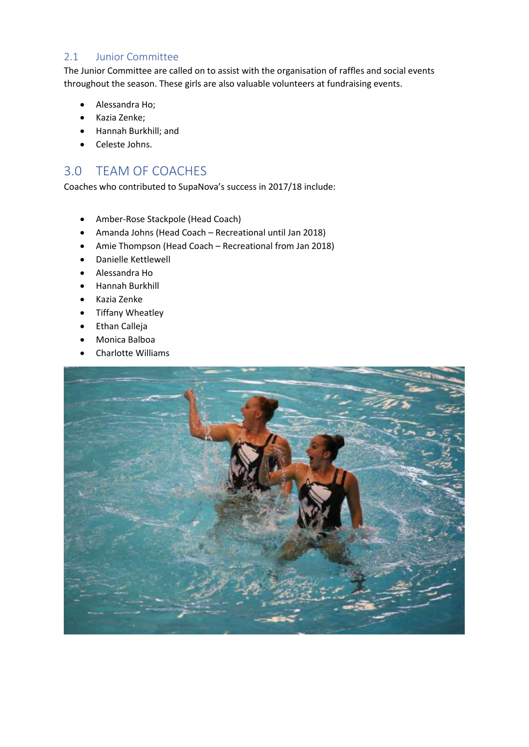## 2.1 Junior Committee

The Junior Committee are called on to assist with the organisation of raffles and social events throughout the season. These girls are also valuable volunteers at fundraising events.

- Alessandra Ho;
- Kazia Zenke;
- Hannah Burkhill; and
- Celeste Johns.

# 3.0 TEAM OF COACHES

Coaches who contributed to SupaNova's success in 2017/18 include:

- Amber-Rose Stackpole (Head Coach)
- Amanda Johns (Head Coach – Recreational until Jan 2018)
- Amie Thompson (Head Coach – Recreational from Jan 2018)
- Danielle Kettlewell
- Alessandra Ho
- Hannah Burkhill
- Kazia Zenke
- Tiffany Wheatley
- Ethan Calleja
- Monica Balboa
- Charlotte Williams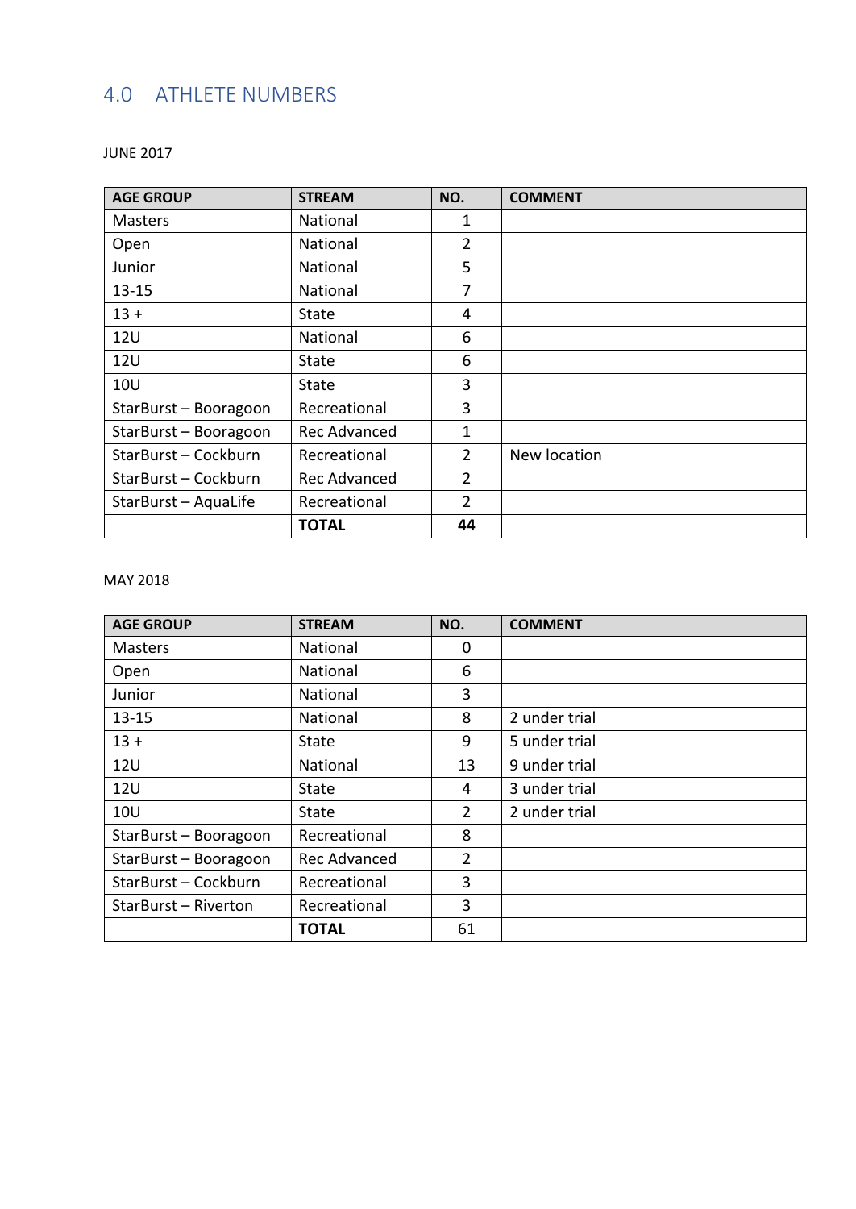## 4.0 ATHLETE NUMBERS

JUNE 2017

| AGE GROUP | STREAM | NO. | COMMENT |
|---|---|---|---|
| Masters | National | 1 | |
| Open | National | 2 | |
| Junior | National | 5 | |
| 13-15 | National | 7 | |
| 13 + | State | 4 | |
| 12U | National | 6 | |
| 12U | State | 6 | |
| 10U | State | 3 | |
| StarBurst – Booragoon | Recreational | 3 | |
| StarBurst – Booragoon | Rec Advanced | 1 | |
| StarBurst – Cockburn | Recreational | 2 | New location |
| StarBurst – Cockburn | Rec Advanced | 2 | |
| StarBurst – AquaLife | Recreational | 2 | |
| | **TOTAL** | **44** | |

MAY 2018

| AGE GROUP | STREAM | NO. | COMMENT |
|---|---|---|---|
| Masters | National | 0 | |
| Open | National | 6 | |
| Junior | National | 3 | |
| 13-15 | National | 8 | 2 under trial |
| 13 + | State | 9 | 5 under trial |
| 12U | National | 13 | 9 under trial |
| 12U | State | 4 | 3 under trial |
| 10U | State | 2 | 2 under trial |
| StarBurst – Booragoon | Recreational | 8 | |
| StarBurst – Booragoon | Rec Advanced | 2 | |
| StarBurst – Cockburn | Recreational | 3 | |
| StarBurst – Riverton | Recreational | 3 | |
| | **TOTAL** | 61 | |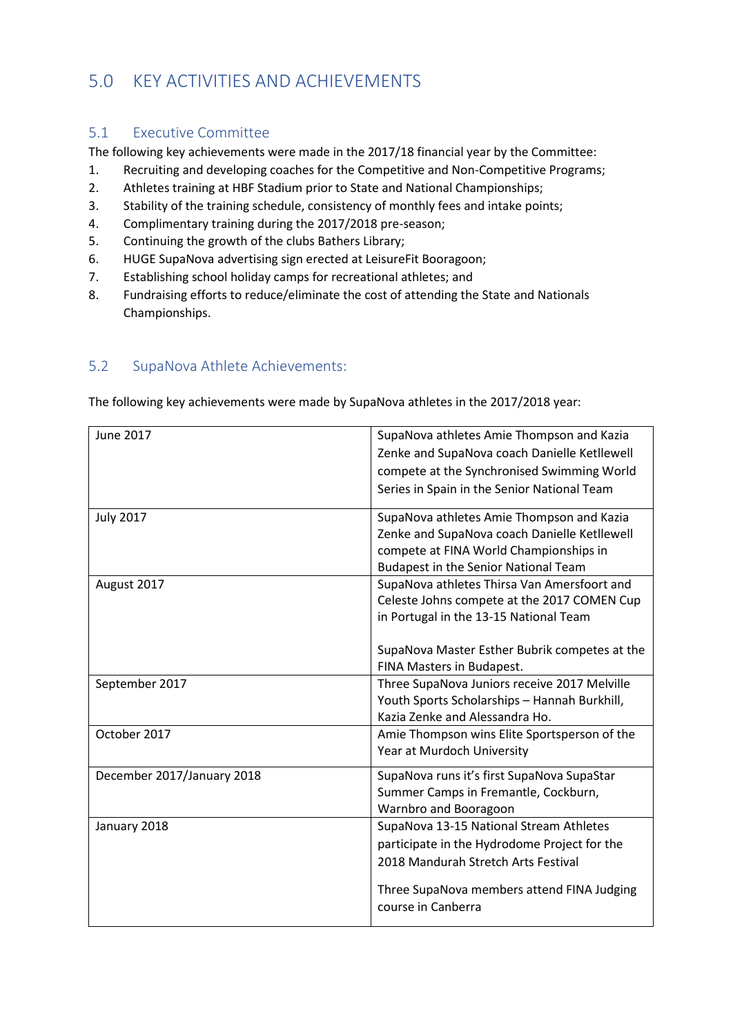# 5.0 KEY ACTIVITIES AND ACHIEVEMENTS

## 5.1 Executive Committee

The following key achievements were made in the 2017/18 financial year by the Committee:

1. Recruiting and developing coaches for the Competitive and Non-Competitive Programs;
2. Athletes training at HBF Stadium prior to State and National Championships;
3. Stability of the training schedule, consistency of monthly fees and intake points;
4. Complimentary training during the 2017/2018 pre-season;
5. Continuing the growth of the clubs Bathers Library;
6. HUGE SupaNova advertising sign erected at LeisureFit Booragoon;
7. Establishing school holiday camps for recreational athletes; and
8. Fundraising efforts to reduce/eliminate the cost of attending the State and Nationals Championships.

## 5.2 SupaNova Athlete Achievements:

The following key achievements were made by SupaNova athletes in the 2017/2018 year:

| | |
|---|---|
| June 2017 | SupaNova athletes Amie Thompson and Kazia Zenke and SupaNova coach Danielle Ketllewell compete at the Synchronised Swimming World Series in Spain in the Senior National Team |
| July 2017 | SupaNova athletes Amie Thompson and Kazia Zenke and SupaNova coach Danielle Ketllewell compete at FINA World Championships in Budapest in the Senior National Team |
| August 2017 | SupaNova athletes Thirsa Van Amersfoort and Celeste Johns compete at the 2017 COMEN Cup in Portugal in the 13-15 National Team<br><br>SupaNova Master Esther Bubrik competes at the FINA Masters in Budapest. |
| September 2017 | Three SupaNova Juniors receive 2017 Melville Youth Sports Scholarships – Hannah Burkhill, Kazia Zenke and Alessandra Ho. |
| October 2017 | Amie Thompson wins Elite Sportsperson of the Year at Murdoch University |
| December 2017/January 2018 | SupaNova runs it's first SupaNova SupaStar Summer Camps in Fremantle, Cockburn, Warnbro and Booragoon |
| January 2018 | SupaNova 13-15 National Stream Athletes participate in the Hydrodome Project for the 2018 Mandurah Stretch Arts Festival<br><br>Three SupaNova members attend FINA Judging course in Canberra |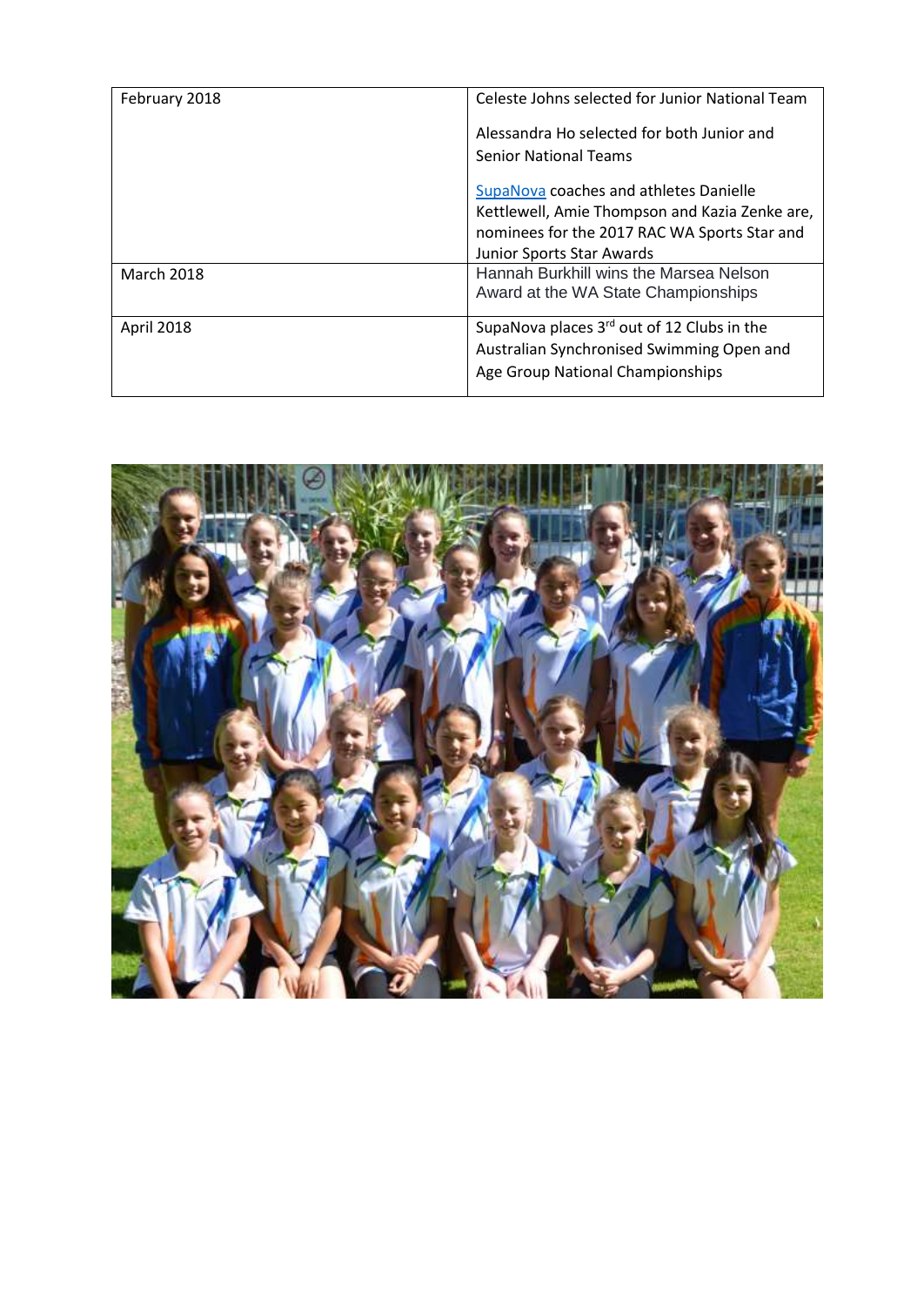| | |
|---|---|
| February 2018 | Celeste Johns selected for Junior National Team<br><br>Alessandra Ho selected for both Junior and Senior National Teams<br><br>SupaNova coaches and athletes Danielle Kettlewell, Amie Thompson and Kazia Zenke are, nominees for the 2017 RAC WA Sports Star and Junior Sports Star Awards |
| March 2018 | Hannah Burkhill wins the Marsea Nelson Award at the WA State Championships |
| April 2018 | SupaNova places 3rd out of 12 Clubs in the Australian Synchronised Swimming Open and Age Group National Championships |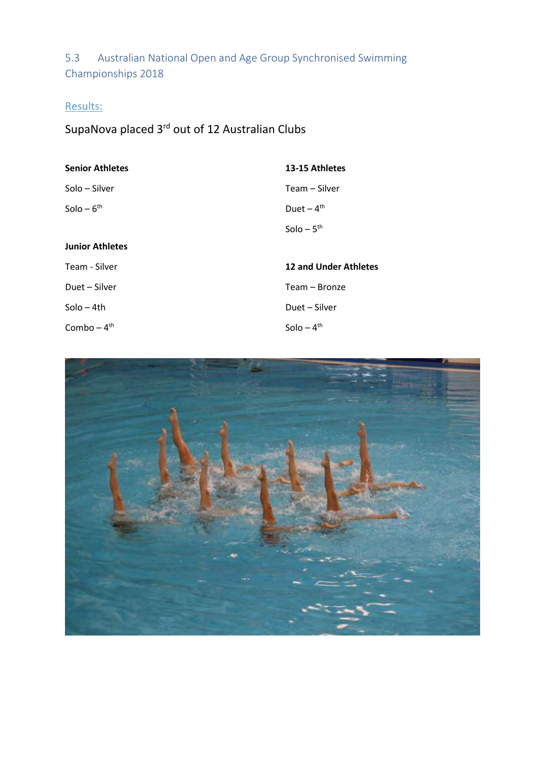## 5.3 Australian National Open and Age Group Synchronised Swimming Championships 2018

### Results:

SupaNova placed 3rd out of 12 Australian Clubs

**Senior Athletes**

Solo – Silver

Solo – 6th

**Junior Athletes**

Team - Silver

Duet – Silver

Solo – 4th

Combo – 4th

**13-15 Athletes**

Team – Silver

Duet – 4th

Solo – 5th

**12 and Under Athletes**

Team – Bronze

Duet – Silver

Solo – 4th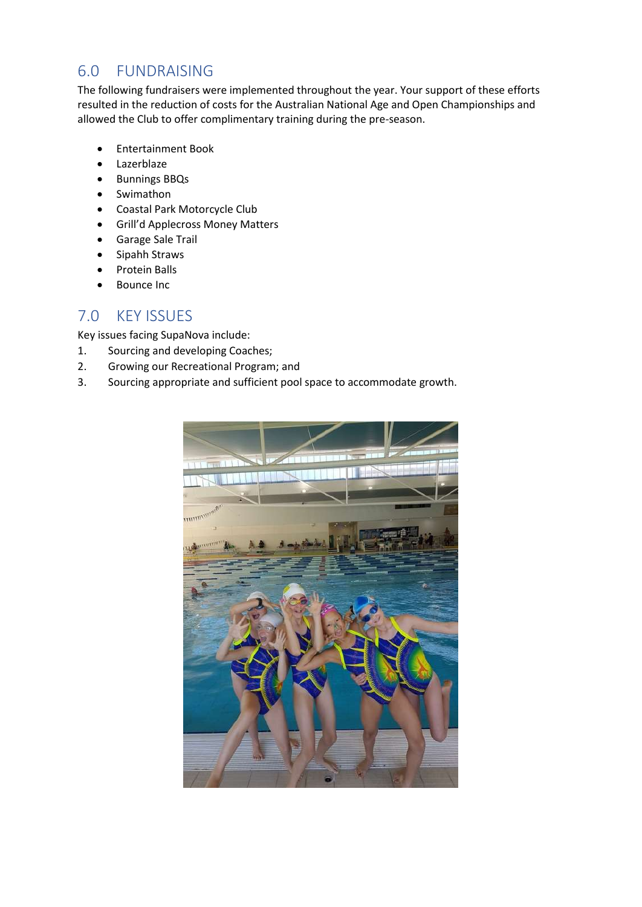## 6.0 FUNDRAISING

The following fundraisers were implemented throughout the year. Your support of these efforts resulted in the reduction of costs for the Australian National Age and Open Championships and allowed the Club to offer complimentary training during the pre-season.

- Entertainment Book
- Lazerblaze
- Bunnings BBQs
- Swimathon
- Coastal Park Motorcycle Club
- Grill'd Applecross Money Matters
- Garage Sale Trail
- Sipahh Straws
- Protein Balls
- Bounce Inc

## 7.0 KEY ISSUES

Key issues facing SupaNova include:

1. Sourcing and developing Coaches;
2. Growing our Recreational Program; and
3. Sourcing appropriate and sufficient pool space to accommodate growth.